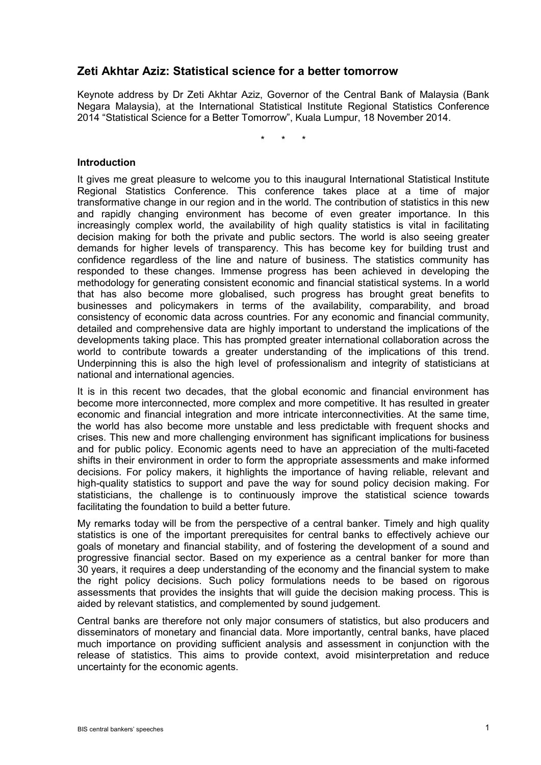## Zeti Akhtar Aziz: Statistical science for a better tomorrow

Keynote address by Dr Zeti Akhtar Aziz, Governor of the Central Bank of Malaysia (Bank Negara Malaysia), at the International Statistical Institute Regional Statistics Conference 2014 "Statistical Science for a Better Tomorrow", Kuala Lumpur, 18 November 2014.

\* \* \*

### Introduction

It gives me great pleasure to welcome you to this inaugural International Statistical Institute Regional Statistics Conference. This conference takes place at a time of major transformative change in our region and in the world. The contribution of statistics in this new and rapidly changing environment has become of even greater importance. In this increasingly complex world, the availability of high quality statistics is vital in facilitating decision making for both the private and public sectors. The world is also seeing greater demands for higher levels of transparency. This has become key for building trust and confidence regardless of the line and nature of business. The statistics community has responded to these changes. Immense progress has been achieved in developing the methodology for generating consistent economic and financial statistical systems. In a world that has also become more globalised, such progress has brought great benefits to businesses and policymakers in terms of the availability, comparability, and broad consistency of economic data across countries. For any economic and financial community, detailed and comprehensive data are highly important to understand the implications of the developments taking place. This has prompted greater international collaboration across the world to contribute towards a greater understanding of the implications of this trend. Underpinning this is also the high level of professionalism and integrity of statisticians at national and international agencies.

It is in this recent two decades, that the global economic and financial environment has become more interconnected, more complex and more competitive. It has resulted in greater economic and financial integration and more intricate interconnectivities. At the same time, the world has also become more unstable and less predictable with frequent shocks and crises. This new and more challenging environment has significant implications for business and for public policy. Economic agents need to have an appreciation of the multi-faceted shifts in their environment in order to form the appropriate assessments and make informed decisions. For policy makers, it highlights the importance of having reliable, relevant and high-quality statistics to support and pave the way for sound policy decision making. For statisticians, the challenge is to continuously improve the statistical science towards facilitating the foundation to build a better future.

My remarks today will be from the perspective of a central banker. Timely and high quality statistics is one of the important prerequisites for central banks to effectively achieve our goals of monetary and financial stability, and of fostering the development of a sound and progressive financial sector. Based on my experience as a central banker for more than 30 years, it requires a deep understanding of the economy and the financial system to make the right policy decisions. Such policy formulations needs to be based on rigorous assessments that provides the insights that will guide the decision making process. This is aided by relevant statistics, and complemented by sound judgement.

Central banks are therefore not only major consumers of statistics, but also producers and disseminators of monetary and financial data. More importantly, central banks, have placed much importance on providing sufficient analysis and assessment in conjunction with the release of statistics. This aims to provide context, avoid misinterpretation and reduce uncertainty for the economic agents.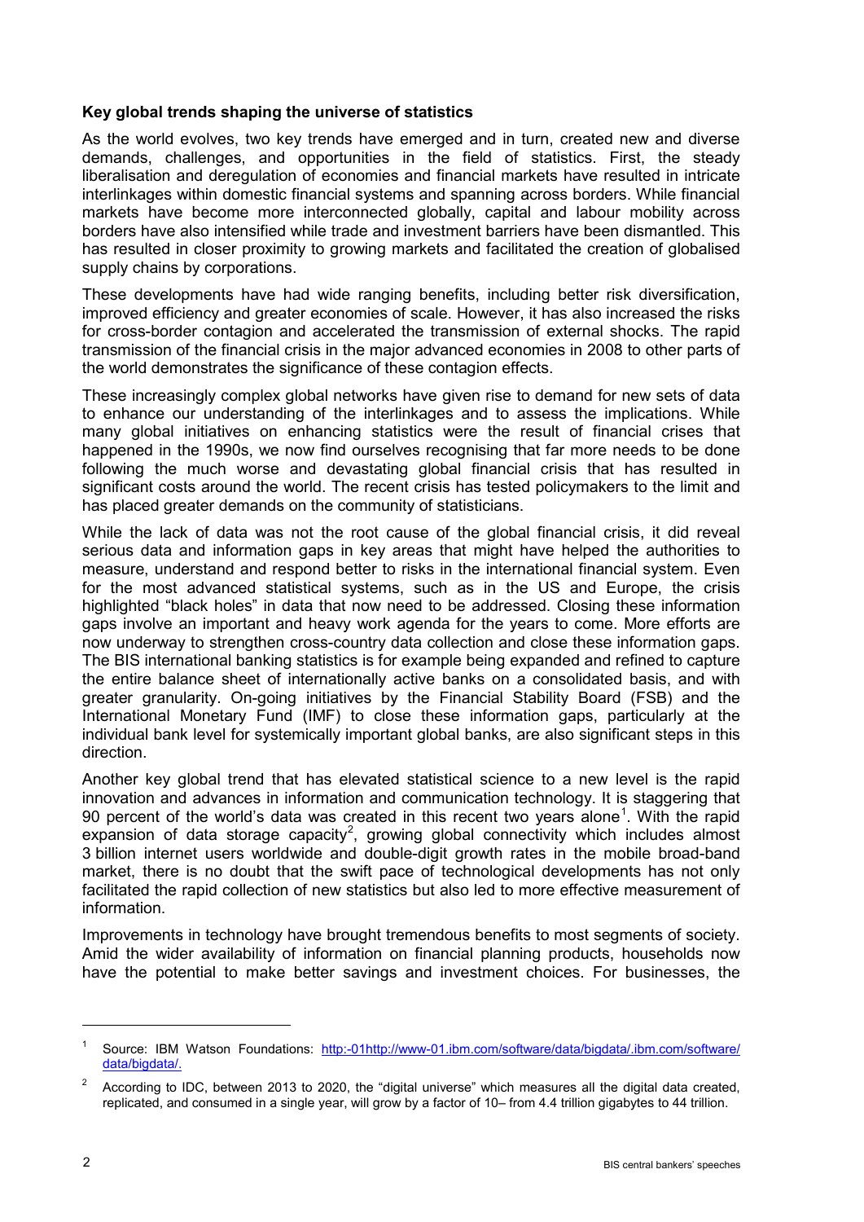**Key global trends shaping the universe of statistics**

As the world evolves, two key trends have emerged and in turn, created new and diverse demands, challenges, and opportunities in the field of statistics. First, the steady liberalisation and deregulation of economies and financial markets have resulted in intricate interlinkages within domestic financial systems and spanning across borders. While financial markets have become more interconnected globally, capital and labour mobility across borders have also intensified while trade and investment barriers have been dismantled. This has resulted in closer proximity to growing markets and facilitated the creation of globalised supply chains by corporations.

These developments have had wide ranging benefits, including better risk diversification, improved efficiency and greater economies of scale. However, it has also increased the risks for cross-border contagion and accelerated the transmission of external shocks. The rapid transmission of the financial crisis in the major advanced economies in 2008 to other parts of the world demonstrates the significance of these contagion effects.

These increasingly complex global networks have given rise to demand for new sets of data to enhance our understanding of the interlinkages and to assess the implications. While many global initiatives on enhancing statistics were the result of financial crises that happened in the 1990s, we now find ourselves recognising that far more needs to be done following the much worse and devastating global financial crisis that has resulted in significant costs around the world. The recent crisis has tested policymakers to the limit and has placed greater demands on the community of statisticians.

While the lack of data was not the root cause of the global financial crisis, it did reveal serious data and information gaps in key areas that might have helped the authorities to measure, understand and respond better to risks in the international financial system. Even for the most advanced statistical systems, such as in the US and Europe, the crisis highlighted "black holes" in data that now need to be addressed. Closing these information gaps involve an important and heavy work agenda for the years to come. More efforts are now underway to strengthen cross-country data collection and close these information gaps. The BIS international banking statistics is for example being expanded and refined to capture the entire balance sheet of internationally active banks on a consolidated basis, and with greater granularity. On-going initiatives by the Financial Stability Board (FSB) and the International Monetary Fund (IMF) to close these information gaps, particularly at the individual bank level for systemically important global banks, are also significant steps in this direction.

Another key global trend that has elevated statistical science to a new level is the rapid innovation and advances in information and communication technology. It is staggering that 90 percent of the world's data was created in this recent two years alone[1]. With the rapid expansion of data storage capacity[2], growing global connectivity which includes almost 3 billion internet users worldwide and double-digit growth rates in the mobile broad-band market, there is no doubt that the swift pace of technological developments has not only facilitated the rapid collection of new statistics but also led to more effective measurement of information.

Improvements in technology have brought tremendous benefits to most segments of society. Amid the wider availability of information on financial planning products, households now have the potential to make better savings and investment choices. For businesses, the

---

[1] Source: IBM Watson Foundations: http:-01http://www-01.ibm.com/software/data/bigdata/.ibm.com/software/data/bigdata/.

[2] According to IDC, between 2013 to 2020, the "digital universe" which measures all the digital data created, replicated, and consumed in a single year, will grow by a factor of 10– from 4.4 trillion gigabytes to 44 trillion.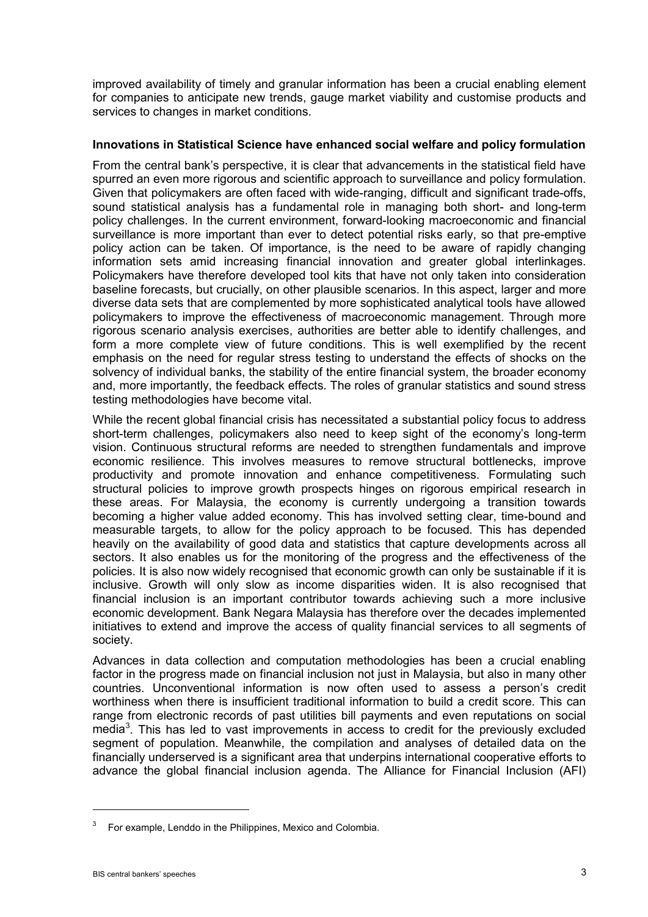improved availability of timely and granular information has been a crucial enabling element for companies to anticipate new trends, gauge market viability and customise products and services to changes in market conditions.

**Innovations in Statistical Science have enhanced social welfare and policy formulation**

From the central bank's perspective, it is clear that advancements in the statistical field have spurred an even more rigorous and scientific approach to surveillance and policy formulation. Given that policymakers are often faced with wide-ranging, difficult and significant trade-offs, sound statistical analysis has a fundamental role in managing both short- and long-term policy challenges. In the current environment, forward-looking macroeconomic and financial surveillance is more important than ever to detect potential risks early, so that pre-emptive policy action can be taken. Of importance, is the need to be aware of rapidly changing information sets amid increasing financial innovation and greater global interlinkages. Policymakers have therefore developed tool kits that have not only taken into consideration baseline forecasts, but crucially, on other plausible scenarios. In this aspect, larger and more diverse data sets that are complemented by more sophisticated analytical tools have allowed policymakers to improve the effectiveness of macroeconomic management. Through more rigorous scenario analysis exercises, authorities are better able to identify challenges, and form a more complete view of future conditions. This is well exemplified by the recent emphasis on the need for regular stress testing to understand the effects of shocks on the solvency of individual banks, the stability of the entire financial system, the broader economy and, more importantly, the feedback effects. The roles of granular statistics and sound stress testing methodologies have become vital.

While the recent global financial crisis has necessitated a substantial policy focus to address short-term challenges, policymakers also need to keep sight of the economy's long-term vision. Continuous structural reforms are needed to strengthen fundamentals and improve economic resilience. This involves measures to remove structural bottlenecks, improve productivity and promote innovation and enhance competitiveness. Formulating such structural policies to improve growth prospects hinges on rigorous empirical research in these areas. For Malaysia, the economy is currently undergoing a transition towards becoming a higher value added economy. This has involved setting clear, time-bound and measurable targets, to allow for the policy approach to be focused. This has depended heavily on the availability of good data and statistics that capture developments across all sectors. It also enables us for the monitoring of the progress and the effectiveness of the policies. It is also now widely recognised that economic growth can only be sustainable if it is inclusive. Growth will only slow as income disparities widen. It is also recognised that financial inclusion is an important contributor towards achieving such a more inclusive economic development. Bank Negara Malaysia has therefore over the decades implemented initiatives to extend and improve the access of quality financial services to all segments of society.

Advances in data collection and computation methodologies has been a crucial enabling factor in the progress made on financial inclusion not just in Malaysia, but also in many other countries. Unconventional information is now often used to assess a person's credit worthiness when there is insufficient traditional information to build a credit score. This can range from electronic records of past utilities bill payments and even reputations on social media[3]. This has led to vast improvements in access to credit for the previously excluded segment of population. Meanwhile, the compilation and analyses of detailed data on the financially underserved is a significant area that underpins international cooperative efforts to advance the global financial inclusion agenda. The Alliance for Financial Inclusion (AFI)

[3] For example, Lenddo in the Philippines, Mexico and Colombia.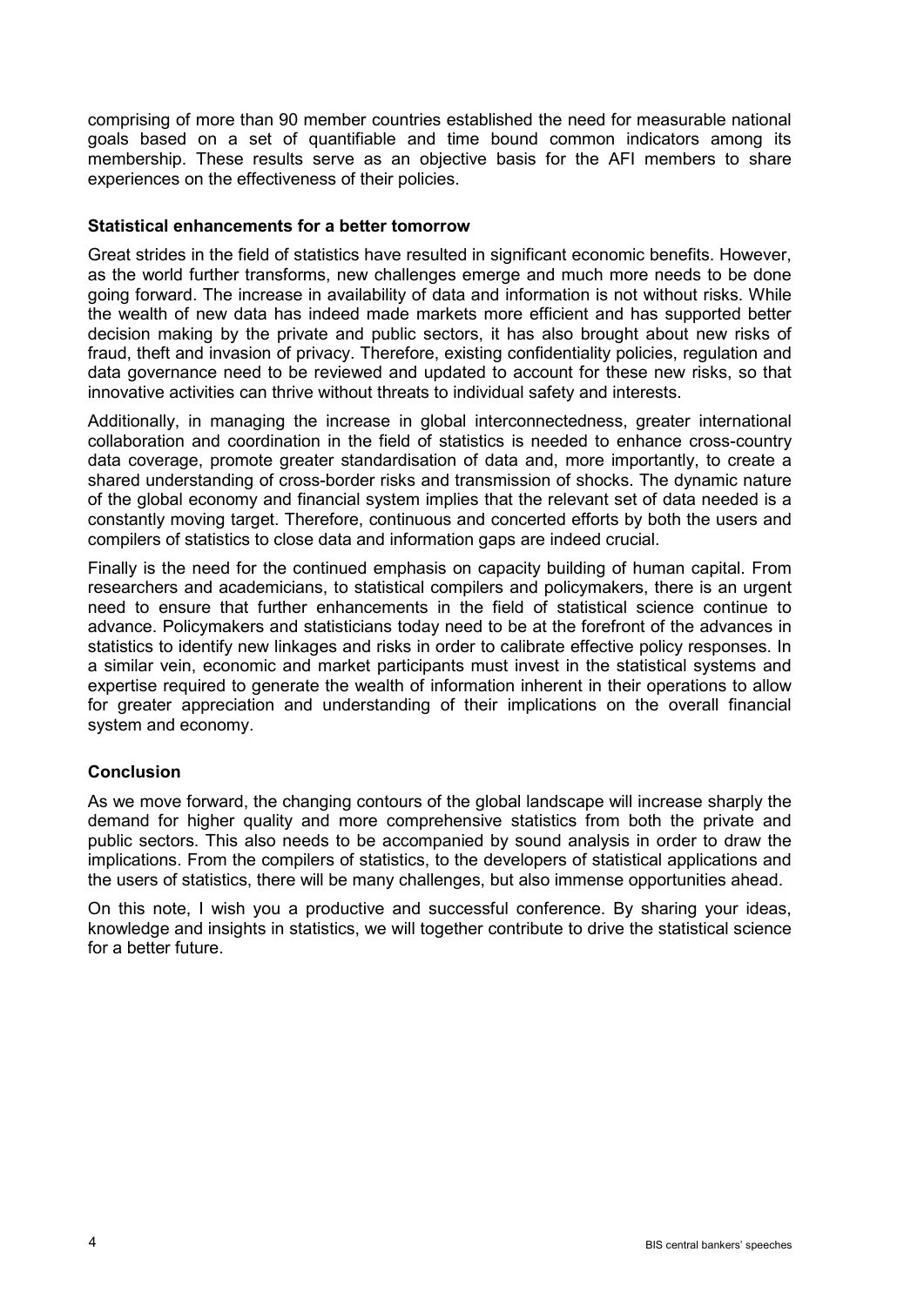comprising of more than 90 member countries established the need for measurable national goals based on a set of quantifiable and time bound common indicators among its membership. These results serve as an objective basis for the AFI members to share experiences on the effectiveness of their policies.

### Statistical enhancements for a better tomorrow

Great strides in the field of statistics have resulted in significant economic benefits. However, as the world further transforms, new challenges emerge and much more needs to be done going forward. The increase in availability of data and information is not without risks. While the wealth of new data has indeed made markets more efficient and has supported better decision making by the private and public sectors, it has also brought about new risks of fraud, theft and invasion of privacy. Therefore, existing confidentiality policies, regulation and data governance need to be reviewed and updated to account for these new risks, so that innovative activities can thrive without threats to individual safety and interests.

Additionally, in managing the increase in global interconnectedness, greater international collaboration and coordination in the field of statistics is needed to enhance cross-country data coverage, promote greater standardisation of data and, more importantly, to create a shared understanding of cross-border risks and transmission of shocks. The dynamic nature of the global economy and financial system implies that the relevant set of data needed is a constantly moving target. Therefore, continuous and concerted efforts by both the users and compilers of statistics to close data and information gaps are indeed crucial.

Finally is the need for the continued emphasis on capacity building of human capital. From researchers and academicians, to statistical compilers and policymakers, there is an urgent need to ensure that further enhancements in the field of statistical science continue to advance. Policymakers and statisticians today need to be at the forefront of the advances in statistics to identify new linkages and risks in order to calibrate effective policy responses. In a similar vein, economic and market participants must invest in the statistical systems and expertise required to generate the wealth of information inherent in their operations to allow for greater appreciation and understanding of their implications on the overall financial system and economy.

### Conclusion

As we move forward, the changing contours of the global landscape will increase sharply the demand for higher quality and more comprehensive statistics from both the private and public sectors. This also needs to be accompanied by sound analysis in order to draw the implications. From the compilers of statistics, to the developers of statistical applications and the users of statistics, there will be many challenges, but also immense opportunities ahead.

On this note, I wish you a productive and successful conference. By sharing your ideas, knowledge and insights in statistics, we will together contribute to drive the statistical science for a better future.